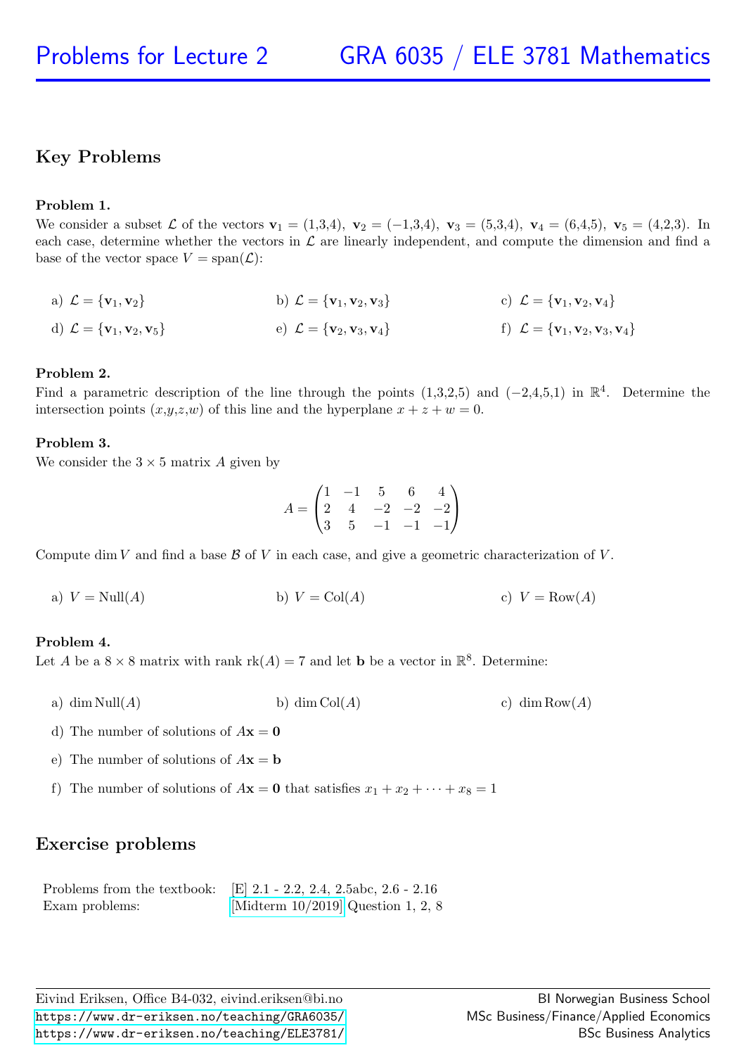# Problems for Lecture 2 — GRA 6035 / ELE 3781 Mathematics

## Key Problems

**Problem 1.**
We consider a subset $\mathcal{L}$ of the vectors $\mathbf{v}_1 = (1,3,4),\ \mathbf{v}_2 = (-1,3,4),\ \mathbf{v}_3 = (5,3,4),\ \mathbf{v}_4 = (6,4,5),\ \mathbf{v}_5 = (4,2,3)$. In each case, determine whether the vectors in $\mathcal{L}$ are linearly independent, and compute the dimension and find a base of the vector space $V = \text{span}(\mathcal{L})$:

a) $\mathcal{L} = \{\mathbf{v}_1, \mathbf{v}_2\}$

b) $\mathcal{L} = \{\mathbf{v}_1, \mathbf{v}_2, \mathbf{v}_3\}$

c) $\mathcal{L} = \{\mathbf{v}_1, \mathbf{v}_2, \mathbf{v}_4\}$

d) $\mathcal{L} = \{\mathbf{v}_1, \mathbf{v}_2, \mathbf{v}_5\}$

e) $\mathcal{L} = \{\mathbf{v}_2, \mathbf{v}_3, \mathbf{v}_4\}$

f) $\mathcal{L} = \{\mathbf{v}_1, \mathbf{v}_2, \mathbf{v}_3, \mathbf{v}_4\}$

**Problem 2.**
Find a parametric description of the line through the points $(1,3,2,5)$ and $(-2,4,5,1)$ in $\mathbb{R}^4$. Determine the intersection points $(x,y,z,w)$ of this line and the hyperplane $x + z + w = 0$.

**Problem 3.**
We consider the $3 \times 5$ matrix $A$ given by

$$A = \begin{pmatrix} 1 & -1 & 5 & 6 & 4 \\ 2 & 4 & -2 & -2 & -2 \\ 3 & 5 & -1 & -1 & -1 \end{pmatrix}$$

Compute $\dim V$ and find a base $\mathcal{B}$ of $V$ in each case, and give a geometric characterization of $V$.

a) $V = \text{Null}(A)$

b) $V = \text{Col}(A)$

c) $V = \text{Row}(A)$

**Problem 4.**
Let $A$ be a $8 \times 8$ matrix with rank $\text{rk}(A) = 7$ and let $\mathbf{b}$ be a vector in $\mathbb{R}^8$. Determine:

a) $\dim \text{Null}(A)$

b) $\dim \text{Col}(A)$

c) $\dim \text{Row}(A)$

d) The number of solutions of $A\mathbf{x} = \mathbf{0}$

e) The number of solutions of $A\mathbf{x} = \mathbf{b}$

f) The number of solutions of $A\mathbf{x} = \mathbf{0}$ that satisfies $x_1 + x_2 + \cdots + x_8 = 1$

## Exercise problems

| | |
|---|---|
| Problems from the textbook: | [E] 2.1 - 2.2, 2.4, 2.5abc, 2.6 - 2.16 |
| Exam problems: | [Midterm 10/2019] Question 1, 2, 8 |

Eivind Eriksen, Office B4-032, eivind.eriksen@bi.no
https://www.dr-eriksen.no/teaching/GRA6035/
https://www.dr-eriksen.no/teaching/ELE3781/

BI Norwegian Business School
MSc Business/Finance/Applied Economics
BSc Business Analytics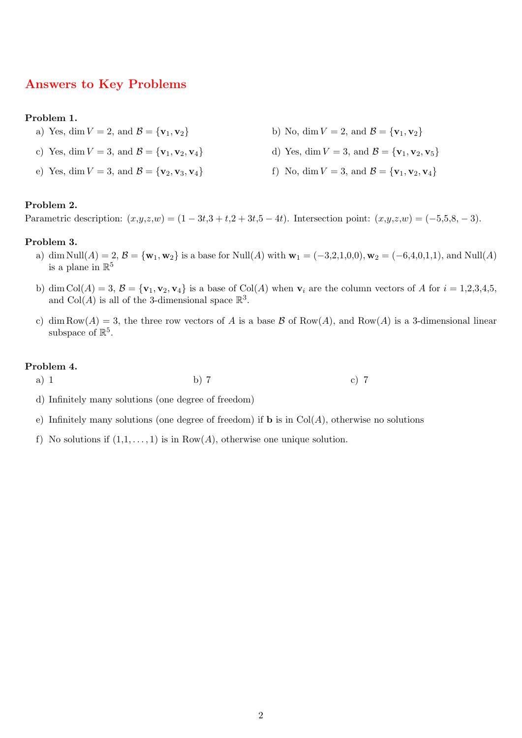## Answers to Key Problems

**Problem 1.**

a) Yes, $\dim V = 2$, and $\mathcal{B} = \{\mathbf{v}_1, \mathbf{v}_2\}$

b) No, $\dim V = 2$, and $\mathcal{B} = \{\mathbf{v}_1, \mathbf{v}_2\}$

c) Yes, $\dim V = 3$, and $\mathcal{B} = \{\mathbf{v}_1, \mathbf{v}_2, \mathbf{v}_4\}$

d) Yes, $\dim V = 3$, and $\mathcal{B} = \{\mathbf{v}_1, \mathbf{v}_2, \mathbf{v}_5\}$

e) Yes, $\dim V = 3$, and $\mathcal{B} = \{\mathbf{v}_2, \mathbf{v}_3, \mathbf{v}_4\}$

f) No, $\dim V = 3$, and $\mathcal{B} = \{\mathbf{v}_1, \mathbf{v}_2, \mathbf{v}_4\}$

**Problem 2.**

Parametric description: $(x,y,z,w) = (1-3t, 3+t, 2+3t, 5-4t)$. Intersection point: $(x,y,z,w) = (-5,5,8,-3)$.

**Problem 3.**

a) $\dim \text{Null}(A) = 2$, $\mathcal{B} = \{\mathbf{w}_1, \mathbf{w}_2\}$ is a base for $\text{Null}(A)$ with $\mathbf{w}_1 = (-3,2,1,0,0)$, $\mathbf{w}_2 = (-6,4,0,1,1)$, and $\text{Null}(A)$ is a plane in $\mathbb{R}^5$

b) $\dim \text{Col}(A) = 3$, $\mathcal{B} = \{\mathbf{v}_1, \mathbf{v}_2, \mathbf{v}_4\}$ is a base of $\text{Col}(A)$ when $\mathbf{v}_i$ are the column vectors of $A$ for $i = 1,2,3,4,5$, and $\text{Col}(A)$ is all of the 3-dimensional space $\mathbb{R}^3$.

c) $\dim \text{Row}(A) = 3$, the three row vectors of $A$ is a base $\mathcal{B}$ of $\text{Row}(A)$, and $\text{Row}(A)$ is a 3-dimensional linear subspace of $\mathbb{R}^5$.

**Problem 4.**

a) 1

b) 7

c) 7

d) Infinitely many solutions (one degree of freedom)

e) Infinitely many solutions (one degree of freedom) if $\mathbf{b}$ is in $\text{Col}(A)$, otherwise no solutions

f) No solutions if $(1,1,\dots,1)$ is in $\text{Row}(A)$, otherwise one unique solution.